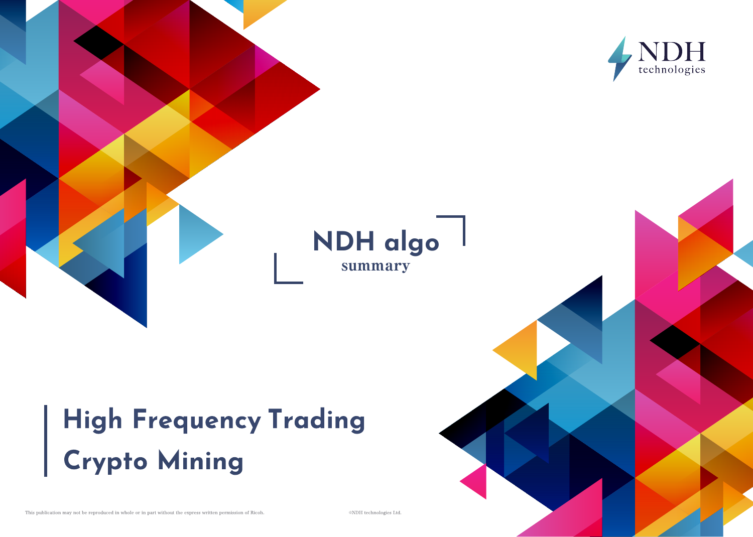NDH technologies

# NDH algo

summary

## High Frequency Trading

## Crypto Mining

This publication may not be reproduced in whole or in part without the express written permission of Ricoh.

©NDH technologies Ltd.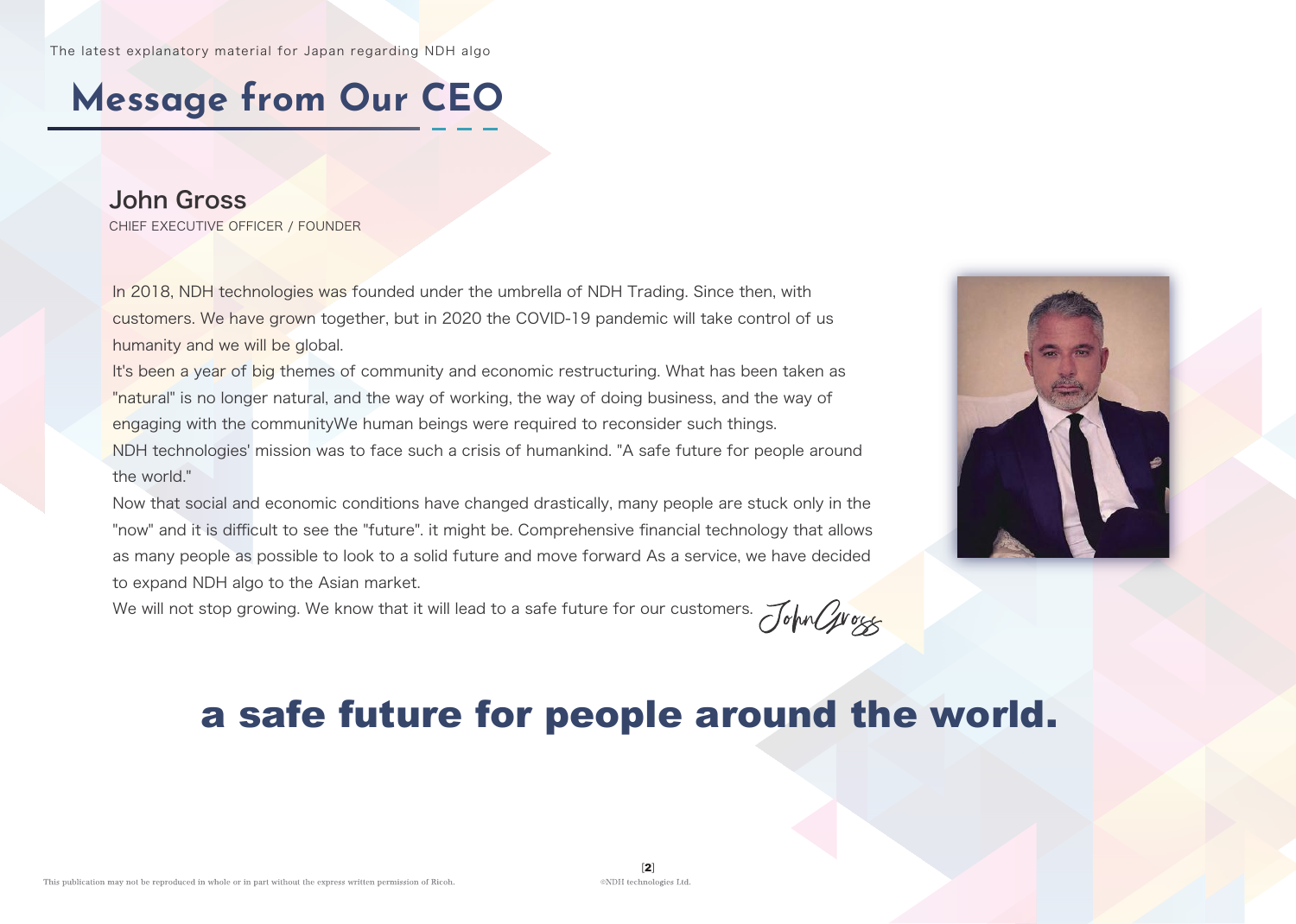# Message from Our CEO

## John Gross

CHIEF EXECUTIVE OFFICER / FOUNDER

In 2018, NDH technologies was founded under the umbrella of NDH Trading. Since then, with customers. We have grown together, but in 2020 the COVID-19 pandemic will take control of us humanity and we will be global.

It's been a year of big themes of community and economic restructuring. What has been taken as "natural" is no longer natural, and the way of working, the way of doing business, and the way of engaging with the communityWe human beings were required to reconsider such things.

NDH technologies' mission was to face such a crisis of humankind. "A safe future for people around the world."

Now that social and economic conditions have changed drastically, many people are stuck only in the "now" and it is difficult to see the "future". it might be. Comprehensive financial technology that allows as many people as possible to look to a solid future and move forward As a service, we have decided to expand NDH algo to the Asian market.

We will not stop growing. We know that it will lead to a safe future for our customers. John Gross

# a safe future for people around the world.

This publication may not be reproduced in whole or in part without the express written permission of Ricoh.

©NDH technologies Ltd.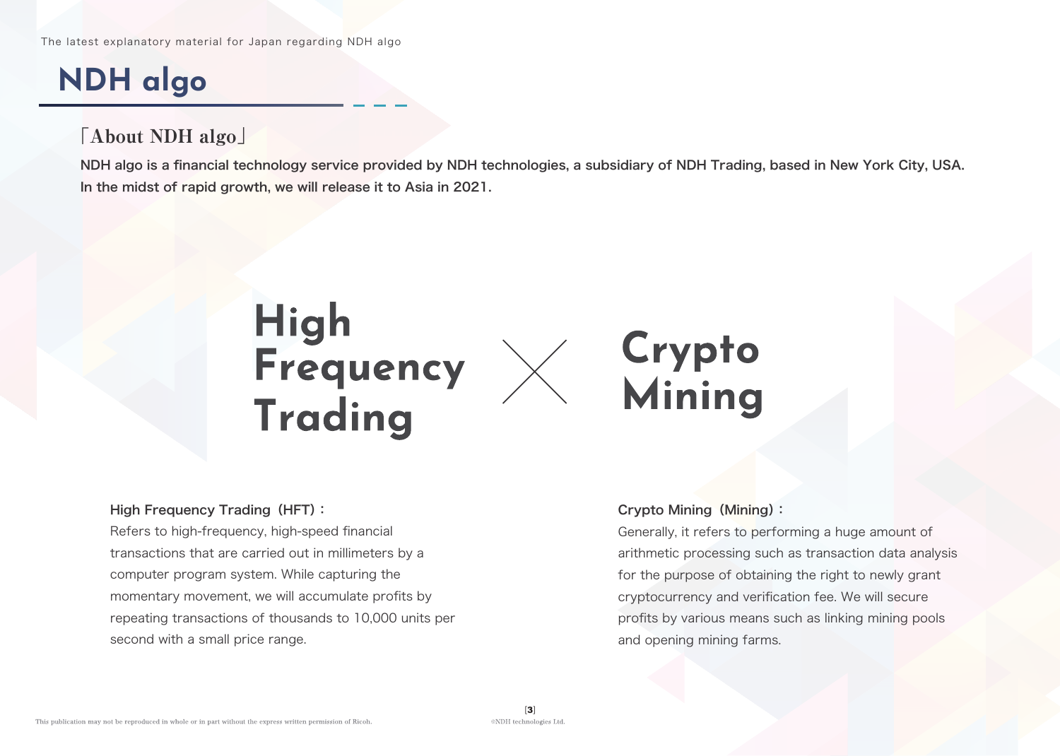# NDH algo

## 「About NDH algo」

**NDH algo is a financial technology service provided by NDH technologies, a subsidiary of NDH Trading, based in New York City, USA.**
**In the midst of rapid growth, we will release it to Asia in 2021.**

**High Frequency Trading × Crypto Mining**

### High Frequency Trading（HFT）：

Refers to high-frequency, high-speed financial transactions that are carried out in millimeters by a computer program system. While capturing the momentary movement, we will accumulate profits by repeating transactions of thousands to 10,000 units per second with a small price range.

### Crypto Mining（Mining）：

Generally, it refers to performing a huge amount of arithmetic processing such as transaction data analysis for the purpose of obtaining the right to newly grant cryptocurrency and verification fee. We will secure profits by various means such as linking mining pools and opening mining farms.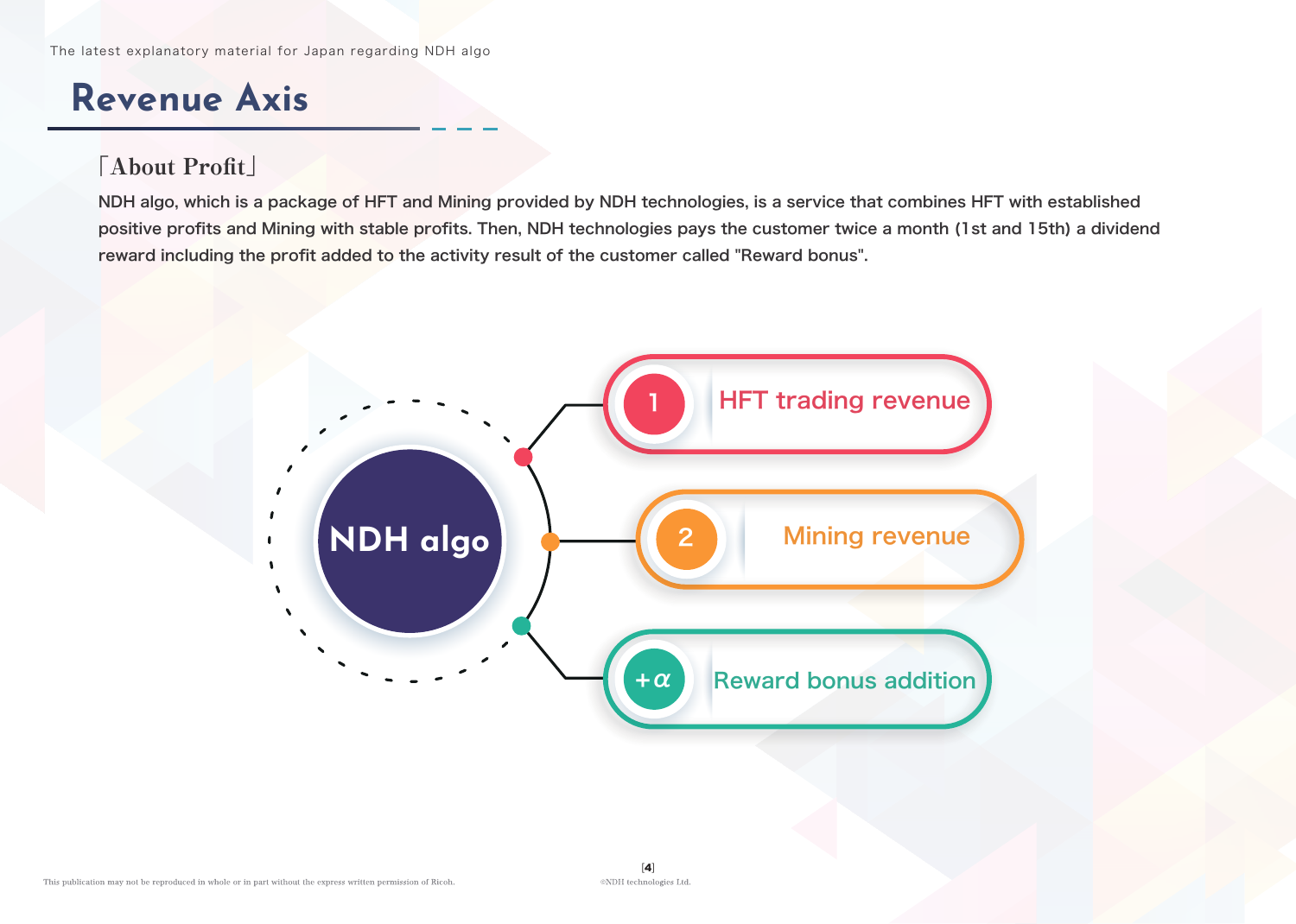# Revenue Axis

**「About Profit」**

NDH algo, which is a package of HFT and Mining provided by NDH technologies, is a service that combines HFT with established positive profits and Mining with stable profits. Then, NDH technologies pays the customer twice a month (1st and 15th) a dividend reward including the profit added to the activity result of the customer called "Reward bonus".

NDH algo

1. HFT trading revenue
2. Mining revenue

+α Reward bonus addition

This publication may not be reproduced in whole or in part without the express written permission of Ricoh.

©NDH technologies Ltd.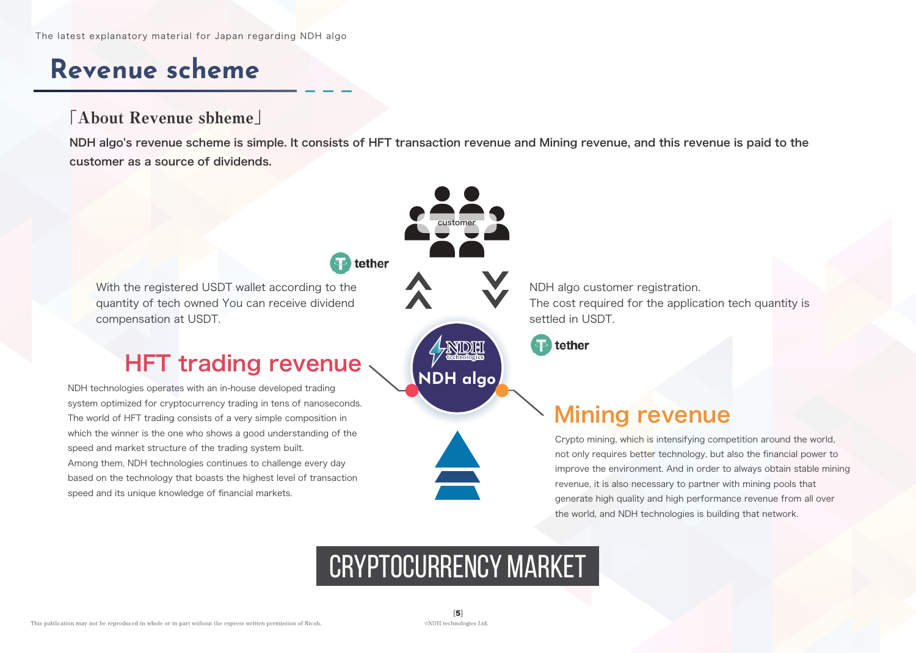# Revenue scheme

### 「About Revenue sbheme」

**NDH algo's revenue scheme is simple. It consists of HFT transaction revenue and Mining revenue, and this revenue is paid to the customer as a source of dividends.**

customer

tether

With the registered USDT wallet according to the quantity of tech owned You can receive dividend compensation at USDT.

NDH algo customer registration.
The cost required for the application tech quantity is settled in USDT.

tether

NDH technologies

NDH algo

## HFT trading revenue

NDH technologies operates with an in-house developed trading system optimized for cryptocurrency trading in tens of nanoseconds. The world of HFT trading consists of a very simple composition in which the winner is the one who shows a good understanding of the speed and market structure of the trading system built.
Among them, NDH technologies continues to challenge every day based on the technology that boasts the highest level of transaction speed and its unique knowledge of financial markets.

## Mining revenue

Crypto mining, which is intensifying competition around the world, not only requires better technology, but also the financial power to improve the environment. And in order to always obtain stable mining revenue, it is also necessary to partner with mining pools that generate high quality and high performance revenue from all over the world, and NDH technologies is building that network.

CRYPTOCURRENCY MARKET

This publication may not be reproduced in whole or in part without the express written permission of Ricoh.

©NDH technologies Ltd.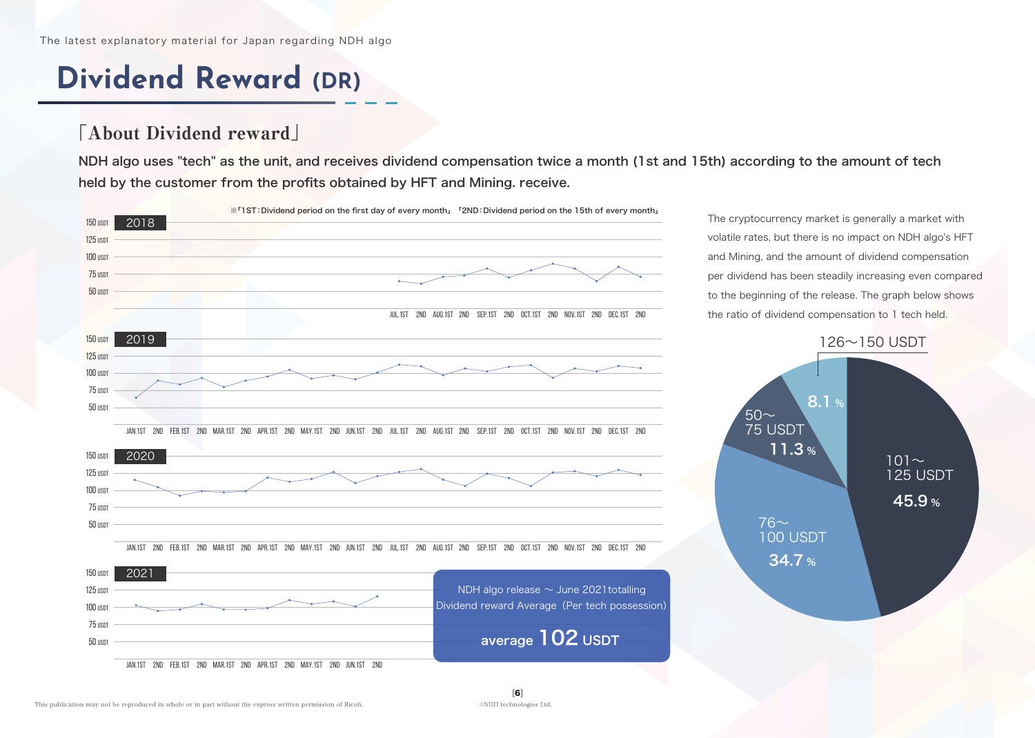# Dividend Reward (DR)

## 「About Dividend reward」

**NDH algo uses "tech" as the unit, and receives dividend compensation twice a month (1st and 15th) according to the amount of tech held by the customer from the profits obtained by HFT and Mining. receive.**

※「1ST：Dividend period on the first day of every month」「2ND：Dividend period on the 15th of every month」

2018

2019

2020

2021

NDH algo release ～ June 2021totalling Dividend reward Average（Per tech possession）

average **102** USDT

The cryptocurrency market is generally a market with volatile rates, but there is no impact on NDH algo's HFT and Mining, and the amount of dividend compensation per dividend has been steadily increasing even compared to the beginning of the release. The graph below shows the ratio of dividend compensation to 1 tech held.

| Range | Ratio |
|---|---|
| 126～150 USDT | 8.1 % |
| 101～125 USDT | 45.9 % |
| 76～100 USDT | 34.7 % |
| 50～75 USDT | 11.3 % |

This publication may not be reproduced in whole or in part without the express written permission of Ricoh.

©NDH technologies Ltd.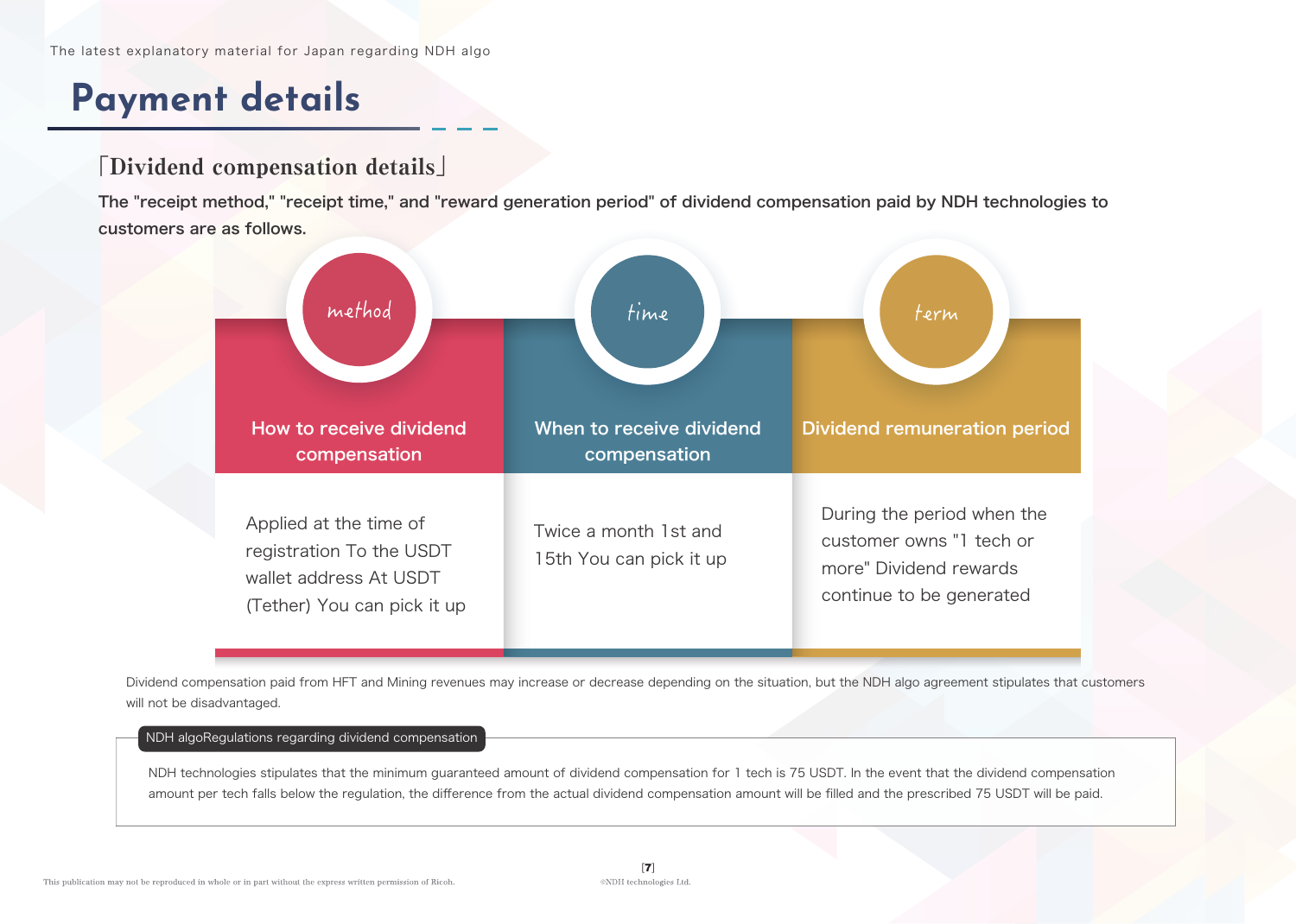# Payment details

## 「Dividend compensation details」

**The "receipt method," "receipt time," and "reward generation period" of dividend compensation paid by NDH technologies to customers are as follows.**

| method | time | term |
| --- | --- | --- |
| **How to receive dividend compensation** | **When to receive dividend compensation** | **Dividend remuneration period** |
| Applied at the time of registration To the USDT wallet address At USDT (Tether) You can pick it up | Twice a month 1st and 15th You can pick it up | During the period when the customer owns "1 tech or more" Dividend rewards continue to be generated |

Dividend compensation paid from HFT and Mining revenues may increase or decrease depending on the situation, but the NDH algo agreement stipulates that customers will not be disadvantaged.

**NDH algoRegulations regarding dividend compensation**

NDH technologies stipulates that the minimum guaranteed amount of dividend compensation for 1 tech is 75 USDT. In the event that the dividend compensation amount per tech falls below the regulation, the difference from the actual dividend compensation amount will be filled and the prescribed 75 USDT will be paid.

This publication may not be reproduced in whole or in part without the express written permission of Ricoh.

©NDH technologies Ltd.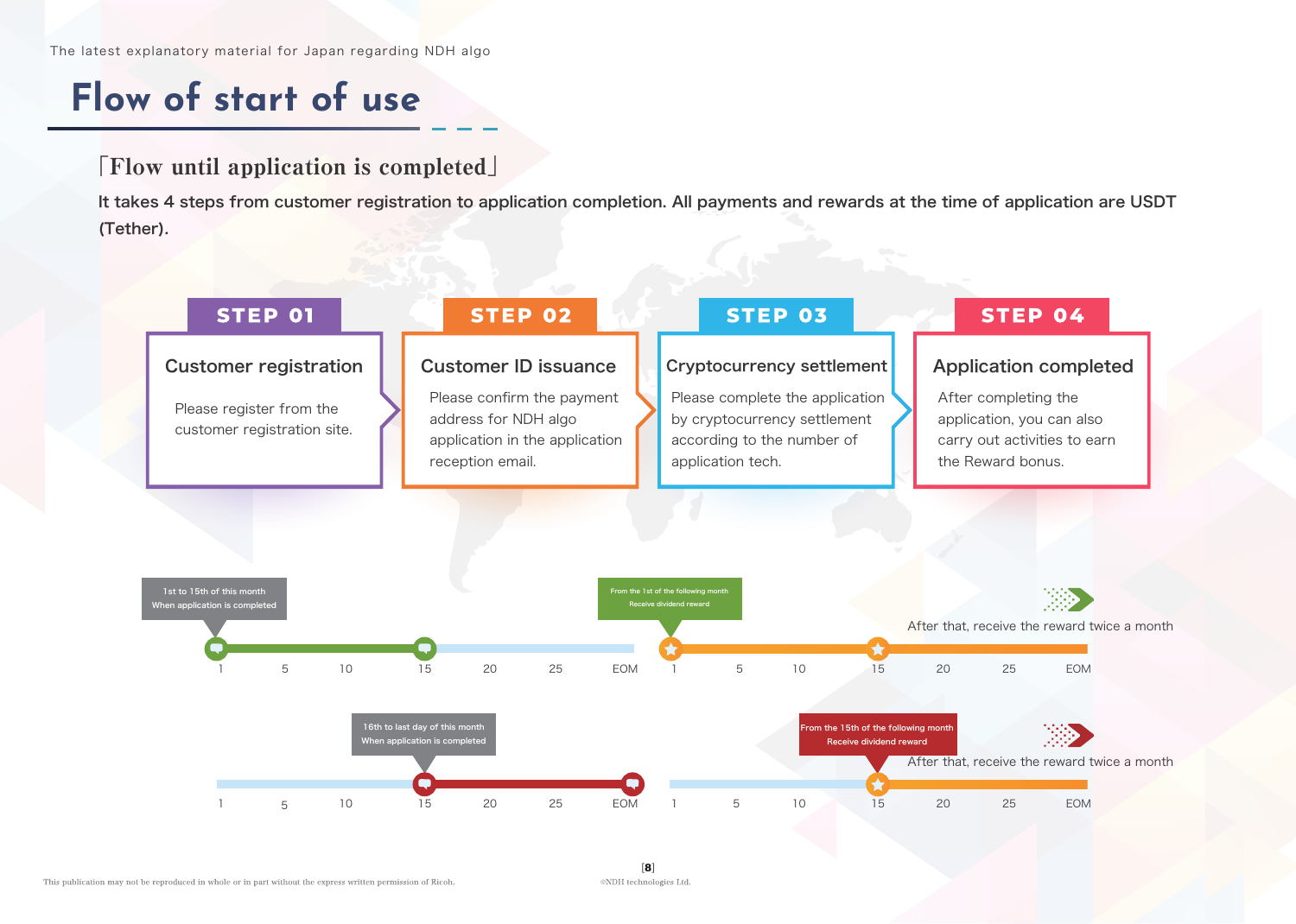# Flow of start of use

## 「Flow until application is completed」

**It takes 4 steps from customer registration to application completion. All payments and rewards at the time of application are USDT (Tether).**

### STEP 01
**Customer registration**

Please register from the customer registration site.

### STEP 02
**Customer ID issuance**

Please confirm the payment address for NDH algo application in the application reception email.

### STEP 03
**Cryptocurrency settlement**

Please complete the application by cryptocurrency settlement according to the number of application tech.

### STEP 04
**Application completed**

After completing the application, you can also carry out activities to earn the Reward bonus.

---

1st to 15th of this month
When application is completed

1 5 10 15 20 25 EOM

From the 1st of the following month
Receive dividend reward

After that, receive the reward twice a month

1 5 10 15 20 25 EOM

---

16th to last day of this month
When application is completed

1 5 10 15 20 25 EOM

From the 15th of the following month
Receive dividend reward

After that, receive the reward twice a month

1 5 10 15 20 25 EOM

This publication may not be reproduced in whole or in part without the express written permission of Ricoh.

©NDH technologies Ltd.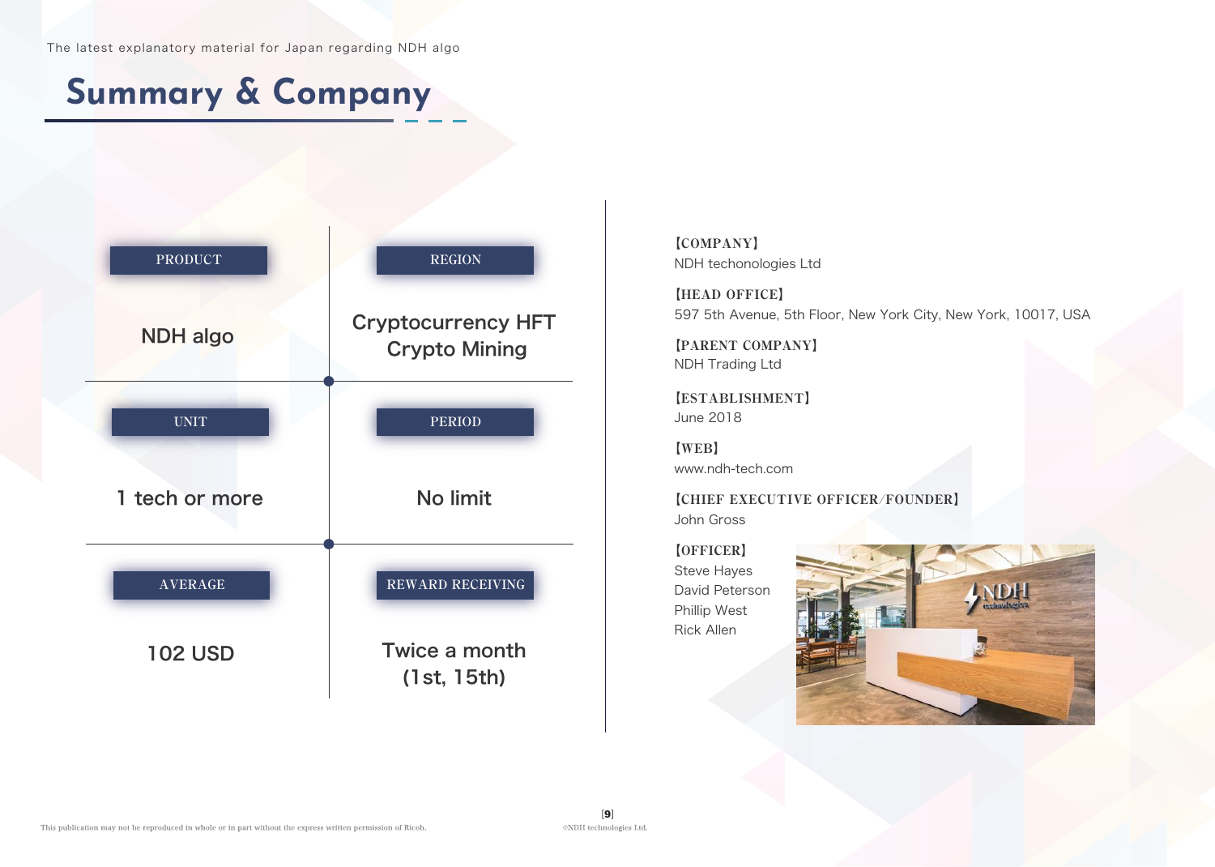The latest explanatory material for Japan regarding NDH algo

# Summary & Company

| PRODUCT | REGION |
| --- | --- |
| NDH algo | Cryptocurrency HFT<br>Crypto Mining |
| **UNIT** | **PERIOD** |
| 1 tech or more | No limit |
| **AVERAGE** | **REWARD RECEIVING** |
| 102 USD | Twice a month<br>(1st, 15th) |

【COMPANY】
NDH techonologies Ltd

【HEAD OFFICE】
597 5th Avenue, 5th Floor, New York City, New York, 10017, USA

【PARENT COMPANY】
NDH Trading Ltd

【ESTABLISHMENT】
June 2018

【WEB】
www.ndh-tech.com

【CHIEF EXECUTIVE OFFICER/FOUNDER】
John Gross

【OFFICER】
Steve Hayes
David Peterson
Phillip West
Rick Allen

This publication may not be reproduced in whole or in part without the express written permission of Ricoh.

©NDH technologies Ltd.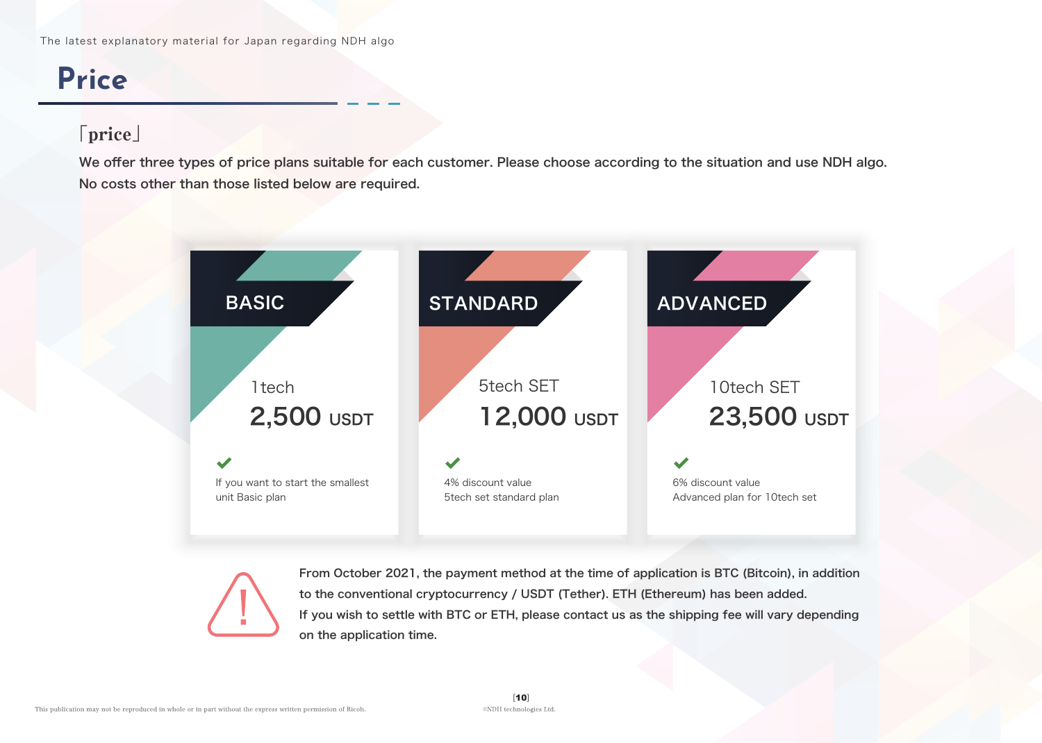# Price

「price」

We offer three types of price plans suitable for each customer. Please choose according to the situation and use NDH algo.
No costs other than those listed below are required.

| BASIC | STANDARD | ADVANCED |
|---|---|---|
| 1tech | 5tech SET | 10tech SET |
| 2,500 USDT | 12,000 USDT | 23,500 USDT |
| If you want to start the smallest unit Basic plan | 4% discount value 5tech set standard plan | 6% discount value Advanced plan for 10tech set |

From October 2021, the payment method at the time of application is BTC (Bitcoin), in addition to the conventional cryptocurrency / USDT (Tether). ETH (Ethereum) has been added.
If you wish to settle with BTC or ETH, please contact us as the shipping fee will vary depending on the application time.

This publication may not be reproduced in whole or in part without the express written permission of Ricoh.

©NDH technologies Ltd.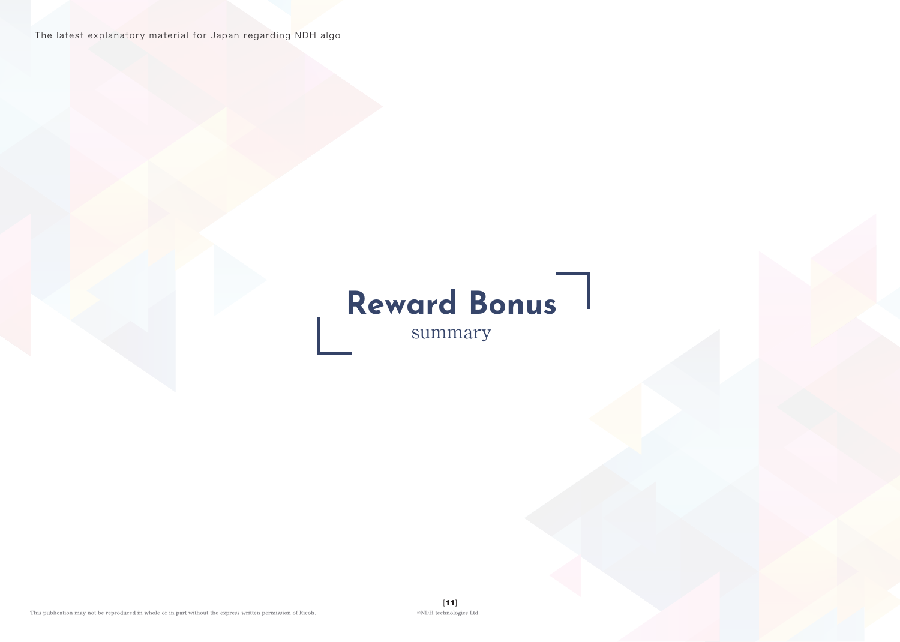# Reward Bonus

summary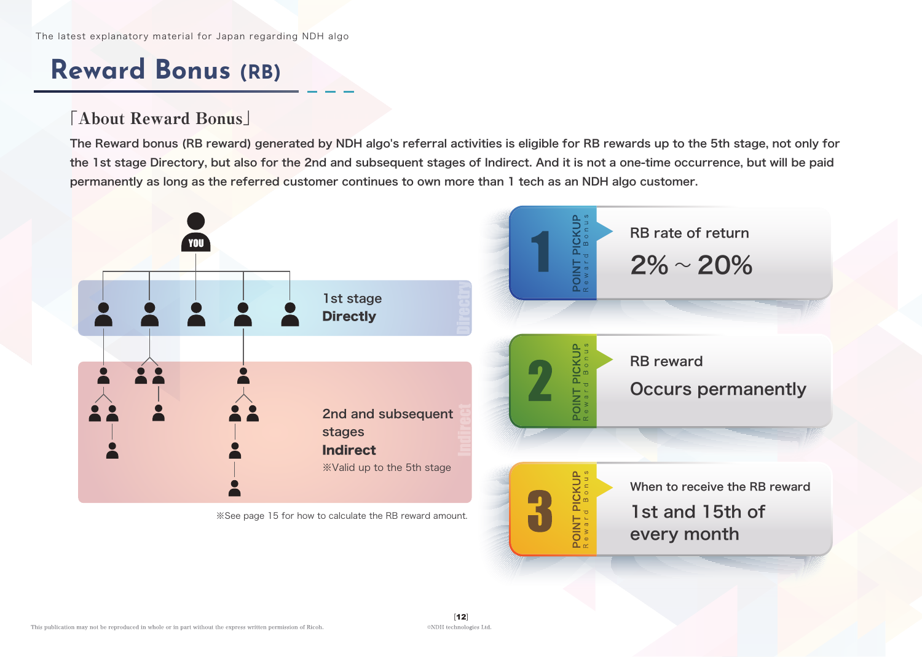# Reward Bonus (RB)

## 「About Reward Bonus」

The Reward bonus (RB reward) generated by NDH algo's referral activities is eligible for RB rewards up to the 5th stage, not only for the 1st stage Directory, but also for the 2nd and subsequent stages of Indirect. And it is not a one-time occurrence, but will be paid permanently as long as the referred customer continues to own more than 1 tech as an NDH algo customer.

YOU

1st stage
**Directly**

2nd and subsequent stages
**Indirect**
※Valid up to the 5th stage

※See page 15 for how to calculate the RB reward amount.

**POINT PICKUP 1** (Reward Bonus)
RB rate of return
2% ~ 20%

**POINT PICKUP 2** (Reward Bonus)
RB reward
Occurs permanently

**POINT PICKUP 3** (Reward Bonus)
When to receive the RB reward
1st and 15th of every month

This publication may not be reproduced in whole or in part without the express written permission of Ricoh.

©NDH technologies Ltd.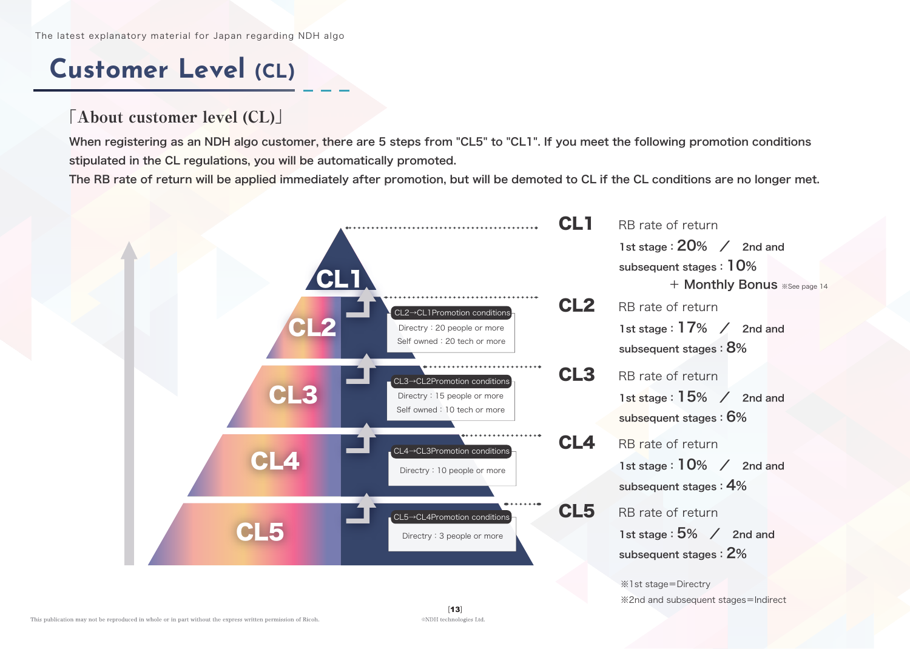# Customer Level (CL)

## 「About customer level (CL)」

When registering as an NDH algo customer, there are 5 steps from "CL5" to "CL1". If you meet the following promotion conditions stipulated in the CL regulations, you will be automatically promoted.
The RB rate of return will be applied immediately after promotion, but will be demoted to CL if the CL conditions are no longer met.

**CL2→CL1 Promotion conditions**
Directry : 20 people or more
Self owned : 20 tech or more

**CL3→CL2 Promotion conditions**
Directry : 15 people or more
Self owned : 10 tech or more

**CL4→CL3 Promotion conditions**
Directry : 10 people or more

**CL5→CL4 Promotion conditions**
Directry : 3 people or more

**CL1** RB rate of return
1st stage : 20% ／ 2nd and subsequent stages : 10%
＋ Monthly Bonus ※See page 14

**CL2** RB rate of return
1st stage : 17% ／ 2nd and subsequent stages : 8%

**CL3** RB rate of return
1st stage : 15% ／ 2nd and subsequent stages : 6%

**CL4** RB rate of return
1st stage : 10% ／ 2nd and subsequent stages : 4%

**CL5** RB rate of return
1st stage : 5% ／ 2nd and subsequent stages : 2%

※1st stage＝Directry
※2nd and subsequent stages＝Indirect

This publication may not be reproduced in whole or in part without the express written permission of Ricoh.

©NDH technologies Ltd.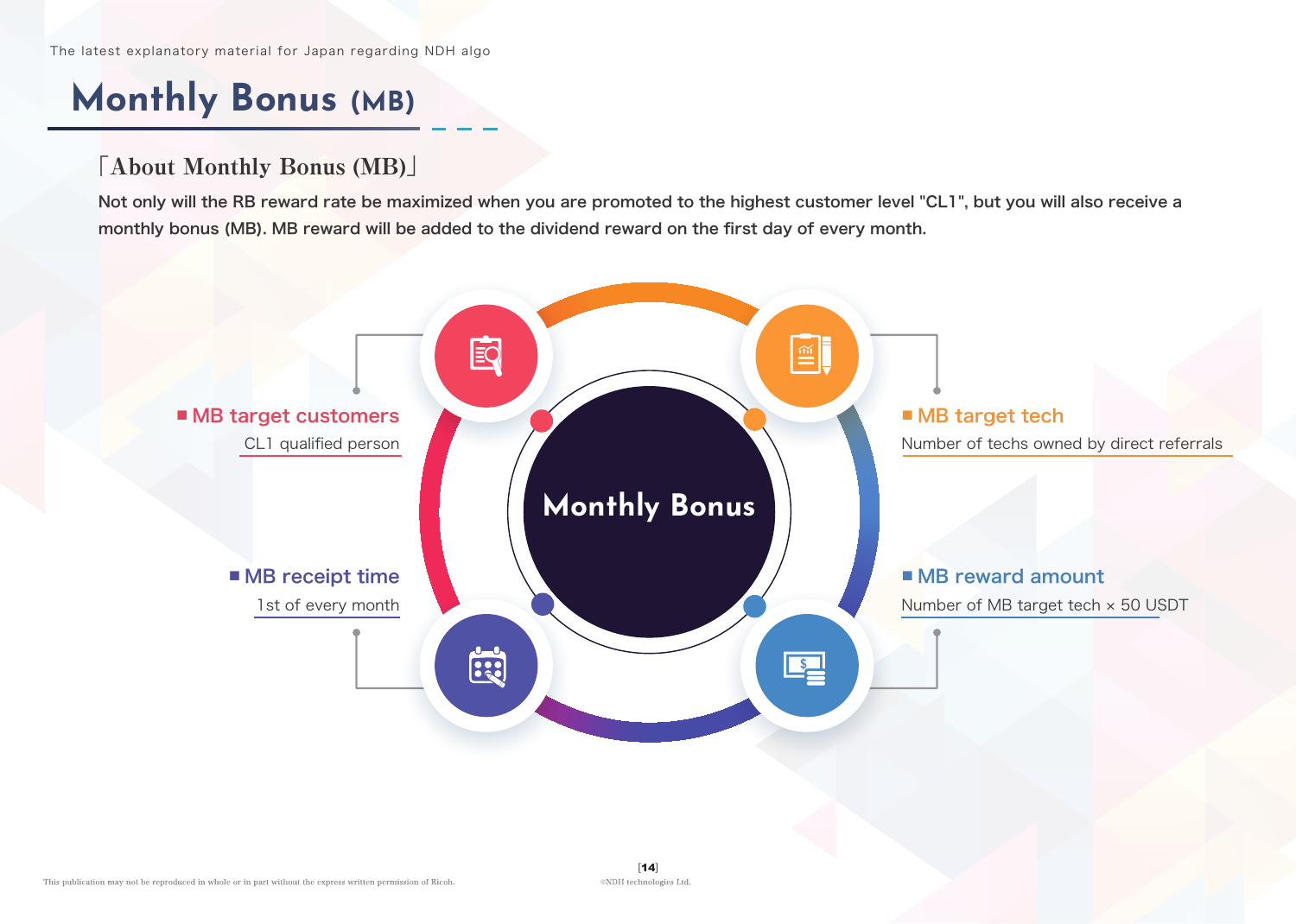# Monthly Bonus (MB)

## 「About Monthly Bonus (MB)」

**Not only will the RB reward rate be maximized when you are promoted to the highest customer level "CL1", but you will also receive a monthly bonus (MB). MB reward will be added to the dividend reward on the first day of every month.**

**Monthly Bonus**

- **MB target customers**
  CL1 qualified person
- **MB target tech**
  Number of techs owned by direct referrals
- **MB receipt time**
  1st of every month
- **MB reward amount**
  Number of MB target tech × 50 USDT

This publication may not be reproduced in whole or in part without the express written permission of Ricoh.

©NDH technologies Ltd.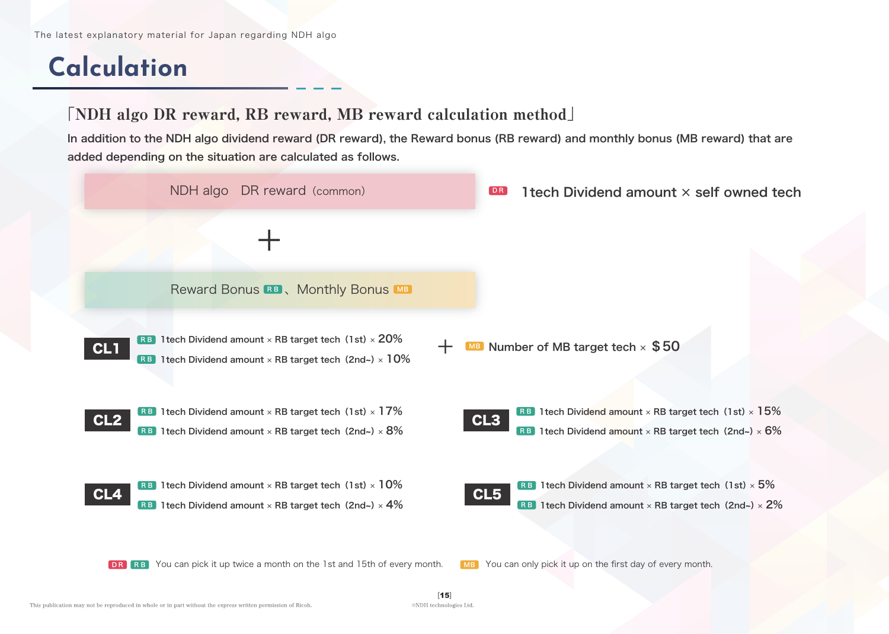The latest explanatory material for Japan regarding NDH algo

# Calculation

## 「NDH algo DR reward, RB reward, MB reward calculation method」

**In addition to the NDH algo dividend reward (DR reward), the Reward bonus (RB reward) and monthly bonus (MB reward) that are added depending on the situation are calculated as follows.**

**NDH algo DR reward (common)**

DR 1tech Dividend amount × self owned tech

＋

**Reward Bonus RB 、Monthly Bonus MB**

**CL1**
- RB 1tech Dividend amount × RB target tech（1st）× 20%
- RB 1tech Dividend amount × RB target tech（2nd~）× 10%

＋ MB Number of MB target tech × $50

**CL2**
- RB 1tech Dividend amount × RB target tech（1st）× 17%
- RB 1tech Dividend amount × RB target tech（2nd~）× 8%

**CL3**
- RB 1tech Dividend amount × RB target tech（1st）× 15%
- RB 1tech Dividend amount × RB target tech（2nd~）× 6%

**CL4**
- RB 1tech Dividend amount × RB target tech（1st）× 10%
- RB 1tech Dividend amount × RB target tech（2nd~）× 4%

**CL5**
- RB 1tech Dividend amount × RB target tech（1st）× 5%
- RB 1tech Dividend amount × RB target tech（2nd~）× 2%

DR RB You can pick it up twice a month on the 1st and 15th of every month. MB You can only pick it up on the first day of every month.

This publication may not be reproduced in whole or in part without the express written permission of Ricoh.

©NDH technologies Ltd.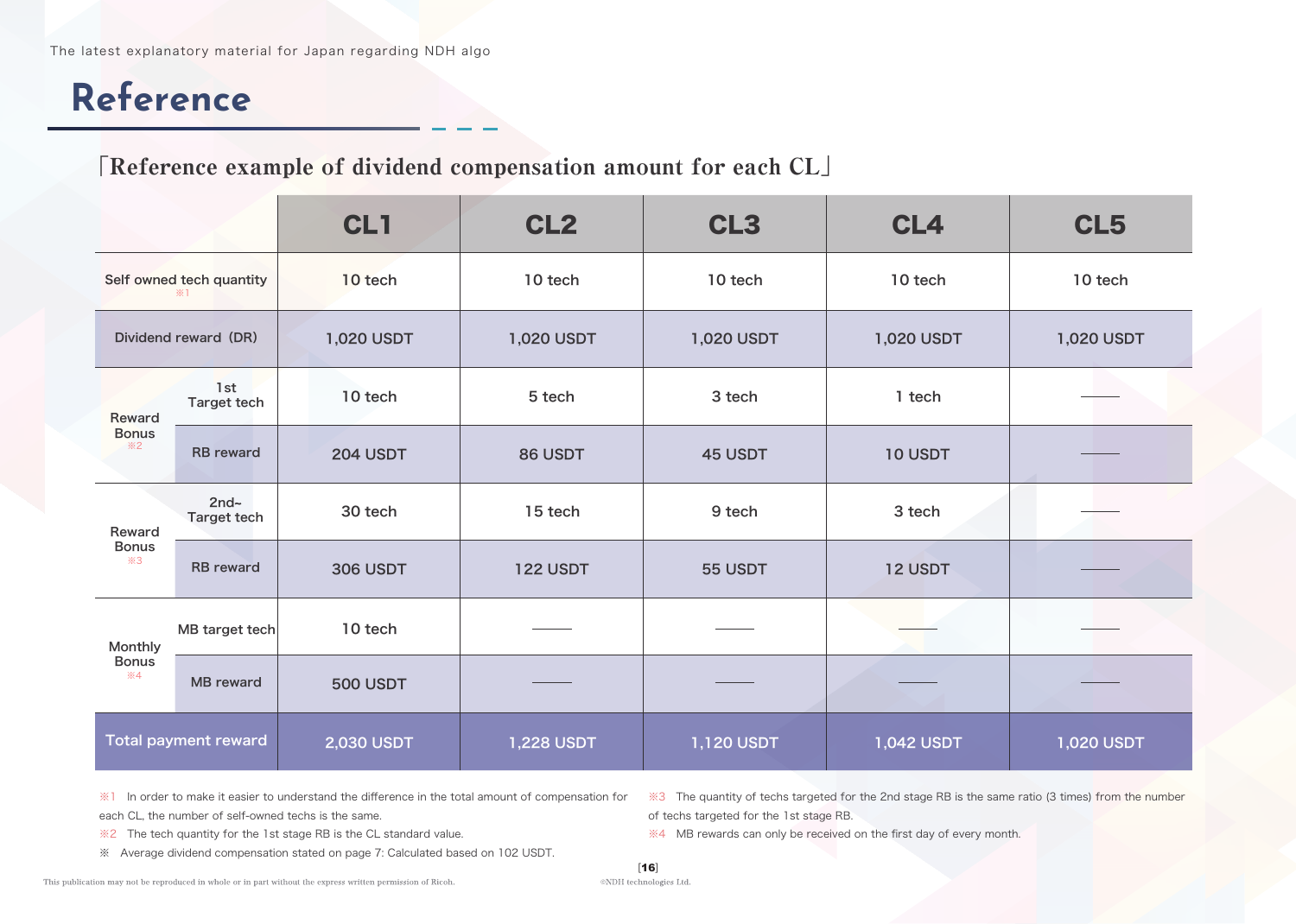# Reference

「Reference example of dividend compensation amount for each CL」

| | | CL1 | CL2 | CL3 | CL4 | CL5 |
|---|---|---|---|---|---|---|
| Self owned tech quantity ※1 | | 10 tech | 10 tech | 10 tech | 10 tech | 10 tech |
| Dividend reward（DR） | | 1,020 USDT | 1,020 USDT | 1,020 USDT | 1,020 USDT | 1,020 USDT |
| Reward Bonus ※2 | 1st Target tech | 10 tech | 5 tech | 3 tech | 1 tech | ―― |
| | RB reward | 204 USDT | 86 USDT | 45 USDT | 10 USDT | ―― |
| Reward Bonus ※3 | 2nd~ Target tech | 30 tech | 15 tech | 9 tech | 3 tech | ―― |
| | RB reward | 306 USDT | 122 USDT | 55 USDT | 12 USDT | ―― |
| Monthly Bonus ※4 | MB target tech | 10 tech | ―― | ―― | ―― | ―― |
| | MB reward | 500 USDT | ―― | ―― | ―― | ―― |
| Total payment reward | | 2,030 USDT | 1,228 USDT | 1,120 USDT | 1,042 USDT | 1,020 USDT |

※1 In order to make it easier to understand the difference in the total amount of compensation for each CL, the number of self-owned techs is the same.

※2 The tech quantity for the 1st stage RB is the CL standard value.

※ Average dividend compensation stated on page 7: Calculated based on 102 USDT.

※3 The quantity of techs targeted for the 2nd stage RB is the same ratio (3 times) from the number of techs targeted for the 1st stage RB.

※4 MB rewards can only be received on the first day of every month.

This publication may not be reproduced in whole or in part without the express written permission of Ricoh.

©NDH technologies Ltd.